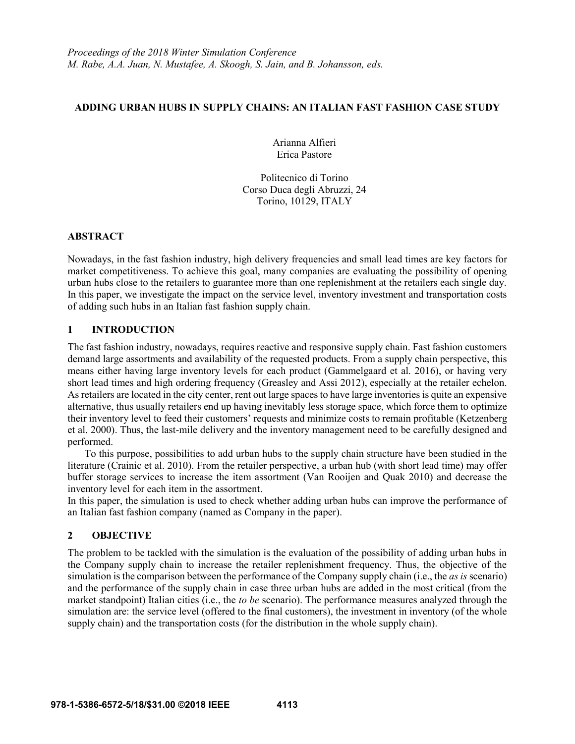*Proceedings of the 2018 Winter Simulation Conference*
*M. Rabe, A.A. Juan, N. Mustafee, A. Skoogh, S. Jain, and B. Johansson, eds.*

# ADDING URBAN HUBS IN SUPPLY CHAINS: AN ITALIAN FAST FASHION CASE STUDY

Arianna Alfieri
Erica Pastore

Politecnico di Torino
Corso Duca degli Abruzzi, 24
Torino, 10129, ITALY

## ABSTRACT

Nowadays, in the fast fashion industry, high delivery frequencies and small lead times are key factors for market competitiveness. To achieve this goal, many companies are evaluating the possibility of opening urban hubs close to the retailers to guarantee more than one replenishment at the retailers each single day. In this paper, we investigate the impact on the service level, inventory investment and transportation costs of adding such hubs in an Italian fast fashion supply chain.

## 1 INTRODUCTION

The fast fashion industry, nowadays, requires reactive and responsive supply chain. Fast fashion customers demand large assortments and availability of the requested products. From a supply chain perspective, this means either having large inventory levels for each product (Gammelgaard et al. 2016), or having very short lead times and high ordering frequency (Greasley and Assi 2012), especially at the retailer echelon. As retailers are located in the city center, rent out large spaces to have large inventories is quite an expensive alternative, thus usually retailers end up having inevitably less storage space, which force them to optimize their inventory level to feed their customers' requests and minimize costs to remain profitable (Ketzenberg et al. 2000). Thus, the last-mile delivery and the inventory management need to be carefully designed and performed.

To this purpose, possibilities to add urban hubs to the supply chain structure have been studied in the literature (Crainic et al. 2010). From the retailer perspective, a urban hub (with short lead time) may offer buffer storage services to increase the item assortment (Van Rooijen and Quak 2010) and decrease the inventory level for each item in the assortment.

In this paper, the simulation is used to check whether adding urban hubs can improve the performance of an Italian fast fashion company (named as Company in the paper).

## 2 OBJECTIVE

The problem to be tackled with the simulation is the evaluation of the possibility of adding urban hubs in the Company supply chain to increase the retailer replenishment frequency. Thus, the objective of the simulation is the comparison between the performance of the Company supply chain (i.e., the *as is* scenario) and the performance of the supply chain in case three urban hubs are added in the most critical (from the market standpoint) Italian cities (i.e., the *to be* scenario). The performance measures analyzed through the simulation are: the service level (offered to the final customers), the investment in inventory (of the whole supply chain) and the transportation costs (for the distribution in the whole supply chain).

978-1-5386-6572-5/18/$31.00 ©2018 IEEE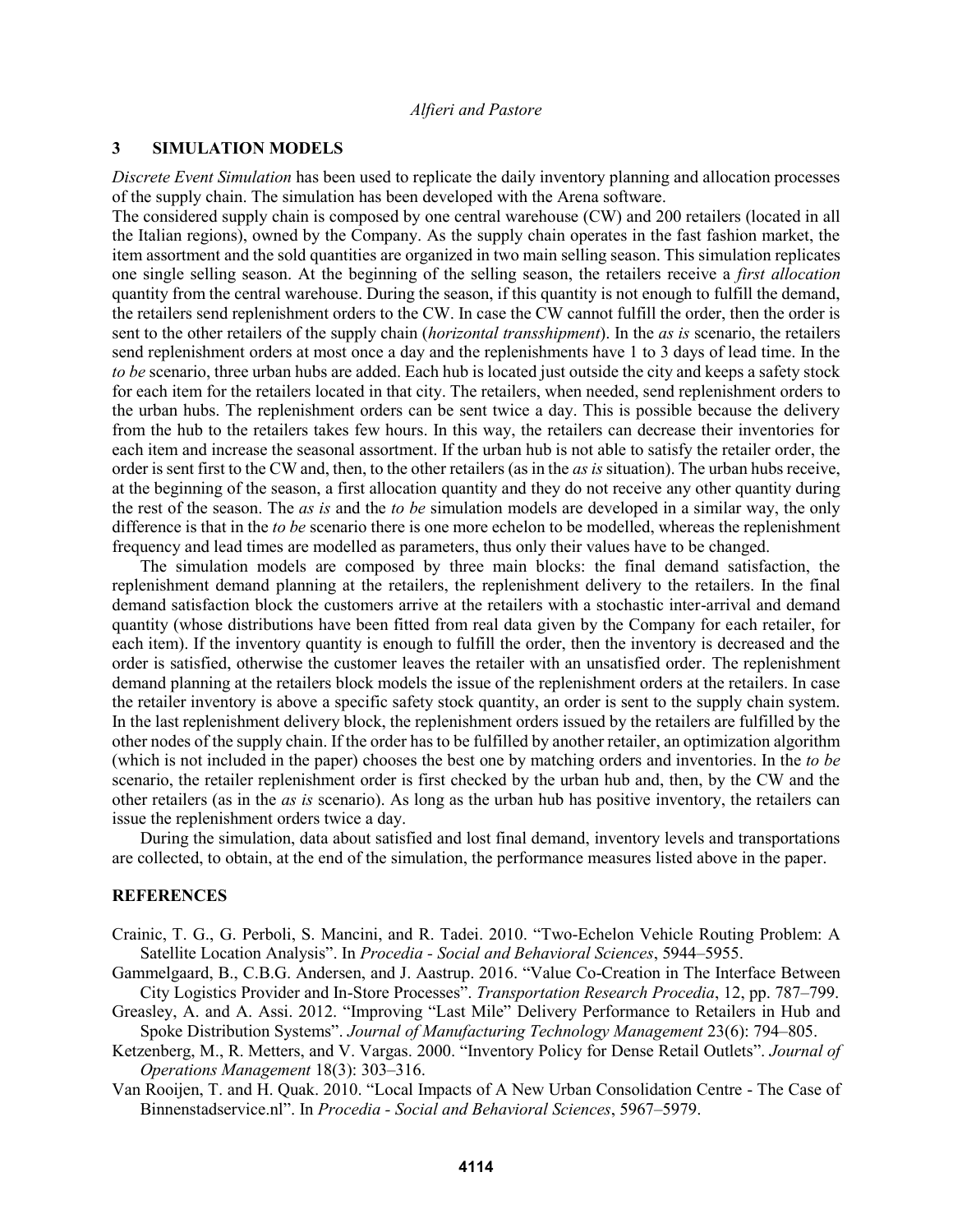## 3 SIMULATION MODELS

*Discrete Event Simulation* has been used to replicate the daily inventory planning and allocation processes of the supply chain. The simulation has been developed with the Arena software.

The considered supply chain is composed by one central warehouse (CW) and 200 retailers (located in all the Italian regions), owned by the Company. As the supply chain operates in the fast fashion market, the item assortment and the sold quantities are organized in two main selling season. This simulation replicates one single selling season. At the beginning of the selling season, the retailers receive a *first allocation* quantity from the central warehouse. During the season, if this quantity is not enough to fulfill the demand, the retailers send replenishment orders to the CW. In case the CW cannot fulfill the order, then the order is sent to the other retailers of the supply chain (*horizontal transshipment*). In the *as is* scenario, the retailers send replenishment orders at most once a day and the replenishments have 1 to 3 days of lead time. In the *to be* scenario, three urban hubs are added. Each hub is located just outside the city and keeps a safety stock for each item for the retailers located in that city. The retailers, when needed, send replenishment orders to the urban hubs. The replenishment orders can be sent twice a day. This is possible because the delivery from the hub to the retailers takes few hours. In this way, the retailers can decrease their inventories for each item and increase the seasonal assortment. If the urban hub is not able to satisfy the retailer order, the order is sent first to the CW and, then, to the other retailers (as in the *as is* situation). The urban hubs receive, at the beginning of the season, a first allocation quantity and they do not receive any other quantity during the rest of the season. The *as is* and the *to be* simulation models are developed in a similar way, the only difference is that in the *to be* scenario there is one more echelon to be modelled, whereas the replenishment frequency and lead times are modelled as parameters, thus only their values have to be changed.

The simulation models are composed by three main blocks: the final demand satisfaction, the replenishment demand planning at the retailers, the replenishment delivery to the retailers. In the final demand satisfaction block the customers arrive at the retailers with a stochastic inter-arrival and demand quantity (whose distributions have been fitted from real data given by the Company for each retailer, for each item). If the inventory quantity is enough to fulfill the order, then the inventory is decreased and the order is satisfied, otherwise the customer leaves the retailer with an unsatisfied order. The replenishment demand planning at the retailers block models the issue of the replenishment orders at the retailers. In case the retailer inventory is above a specific safety stock quantity, an order is sent to the supply chain system. In the last replenishment delivery block, the replenishment orders issued by the retailers are fulfilled by the other nodes of the supply chain. If the order has to be fulfilled by another retailer, an optimization algorithm (which is not included in the paper) chooses the best one by matching orders and inventories. In the *to be* scenario, the retailer replenishment order is first checked by the urban hub and, then, by the CW and the other retailers (as in the *as is* scenario). As long as the urban hub has positive inventory, the retailers can issue the replenishment orders twice a day.

During the simulation, data about satisfied and lost final demand, inventory levels and transportations are collected, to obtain, at the end of the simulation, the performance measures listed above in the paper.

## REFERENCES

Crainic, T. G., G. Perboli, S. Mancini, and R. Tadei. 2010. "Two-Echelon Vehicle Routing Problem: A Satellite Location Analysis". In *Procedia - Social and Behavioral Sciences*, 5944–5955.

Gammelgaard, B., C.B.G. Andersen, and J. Aastrup. 2016. "Value Co-Creation in The Interface Between City Logistics Provider and In-Store Processes". *Transportation Research Procedia*, 12, pp. 787–799.

Greasley, A. and A. Assi. 2012. "Improving "Last Mile" Delivery Performance to Retailers in Hub and Spoke Distribution Systems". *Journal of Manufacturing Technology Management* 23(6): 794–805.

Ketzenberg, M., R. Metters, and V. Vargas. 2000. "Inventory Policy for Dense Retail Outlets". *Journal of Operations Management* 18(3): 303–316.

Van Rooijen, T. and H. Quak. 2010. "Local Impacts of A New Urban Consolidation Centre - The Case of Binnenstadservice.nl". In *Procedia - Social and Behavioral Sciences*, 5967–5979.